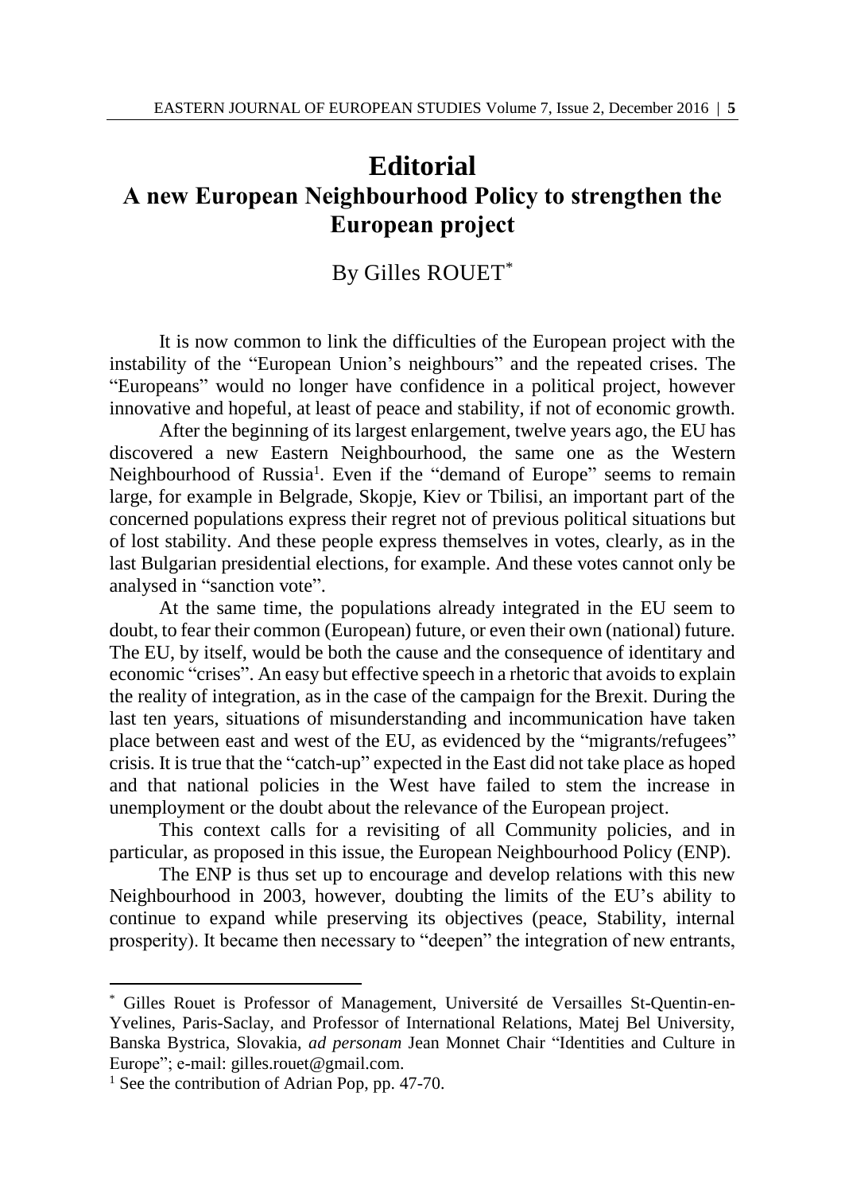# Editorial

## A new European Neighbourhood Policy to strengthen the European project

By Gilles ROUET[*]

It is now common to link the difficulties of the European project with the instability of the "European Union's neighbours" and the repeated crises. The "Europeans" would no longer have confidence in a political project, however innovative and hopeful, at least of peace and stability, if not of economic growth.

After the beginning of its largest enlargement, twelve years ago, the EU has discovered a new Eastern Neighbourhood, the same one as the Western Neighbourhood of Russia[1]. Even if the "demand of Europe" seems to remain large, for example in Belgrade, Skopje, Kiev or Tbilisi, an important part of the concerned populations express their regret not of previous political situations but of lost stability. And these people express themselves in votes, clearly, as in the last Bulgarian presidential elections, for example. And these votes cannot only be analysed in "sanction vote".

At the same time, the populations already integrated in the EU seem to doubt, to fear their common (European) future, or even their own (national) future. The EU, by itself, would be both the cause and the consequence of identitary and economic "crises". An easy but effective speech in a rhetoric that avoids to explain the reality of integration, as in the case of the campaign for the Brexit. During the last ten years, situations of misunderstanding and incommunication have taken place between east and west of the EU, as evidenced by the "migrants/refugees" crisis. It is true that the "catch-up" expected in the East did not take place as hoped and that national policies in the West have failed to stem the increase in unemployment or the doubt about the relevance of the European project.

This context calls for a revisiting of all Community policies, and in particular, as proposed in this issue, the European Neighbourhood Policy (ENP).

The ENP is thus set up to encourage and develop relations with this new Neighbourhood in 2003, however, doubting the limits of the EU's ability to continue to expand while preserving its objectives (peace, Stability, internal prosperity). It became then necessary to "deepen" the integration of new entrants,

---

[*] Gilles Rouet is Professor of Management, Université de Versailles St-Quentin-en-Yvelines, Paris-Saclay, and Professor of International Relations, Matej Bel University, Banska Bystrica, Slovakia, *ad personam* Jean Monnet Chair "Identities and Culture in Europe"; e-mail: gilles.rouet@gmail.com.

[1] See the contribution of Adrian Pop, pp. 47-70.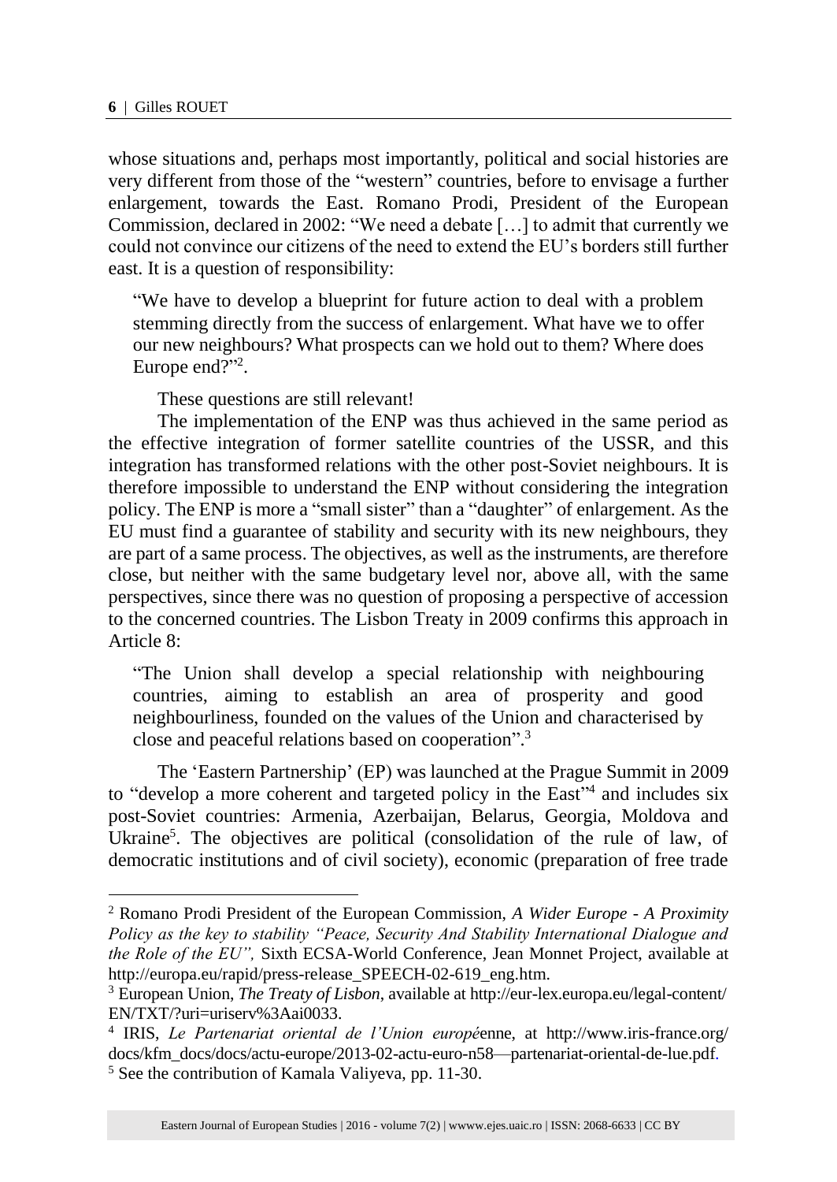whose situations and, perhaps most importantly, political and social histories are very different from those of the "western" countries, before to envisage a further enlargement, towards the East. Romano Prodi, President of the European Commission, declared in 2002: "We need a debate […] to admit that currently we could not convince our citizens of the need to extend the EU's borders still further east. It is a question of responsibility:

> "We have to develop a blueprint for future action to deal with a problem stemming directly from the success of enlargement. What have we to offer our new neighbours? What prospects can we hold out to them? Where does Europe end?"[2].

These questions are still relevant!

The implementation of the ENP was thus achieved in the same period as the effective integration of former satellite countries of the USSR, and this integration has transformed relations with the other post-Soviet neighbours. It is therefore impossible to understand the ENP without considering the integration policy. The ENP is more a "small sister" than a "daughter" of enlargement. As the EU must find a guarantee of stability and security with its new neighbours, they are part of a same process. The objectives, as well as the instruments, are therefore close, but neither with the same budgetary level nor, above all, with the same perspectives, since there was no question of proposing a perspective of accession to the concerned countries. The Lisbon Treaty in 2009 confirms this approach in Article 8:

> "The Union shall develop a special relationship with neighbouring countries, aiming to establish an area of prosperity and good neighbourliness, founded on the values of the Union and characterised by close and peaceful relations based on cooperation".[3]

The 'Eastern Partnership' (EP) was launched at the Prague Summit in 2009 to "develop a more coherent and targeted policy in the East"[4] and includes six post-Soviet countries: Armenia, Azerbaijan, Belarus, Georgia, Moldova and Ukraine[5]. The objectives are political (consolidation of the rule of law, of democratic institutions and of civil society), economic (preparation of free trade

---

[2] Romano Prodi President of the European Commission, *A Wider Europe - A Proximity Policy as the key to stability "Peace, Security And Stability International Dialogue and the Role of the EU"*, Sixth ECSA-World Conference, Jean Monnet Project, available at http://europa.eu/rapid/press-release_SPEECH-02-619_eng.htm.

[3] European Union, *The Treaty of Lisbon*, available at http://eur-lex.europa.eu/legal-content/EN/TXT/?uri=uriserv%3Aai0033.

[4] IRIS, *Le Partenariat oriental de l'Union europé*enne, at http://www.iris-france.org/docs/kfm_docs/docs/actu-europe/2013-02-actu-euro-n58—partenariat-oriental-de-lue.pdf.

[5] See the contribution of Kamala Valiyeva, pp. 11-30.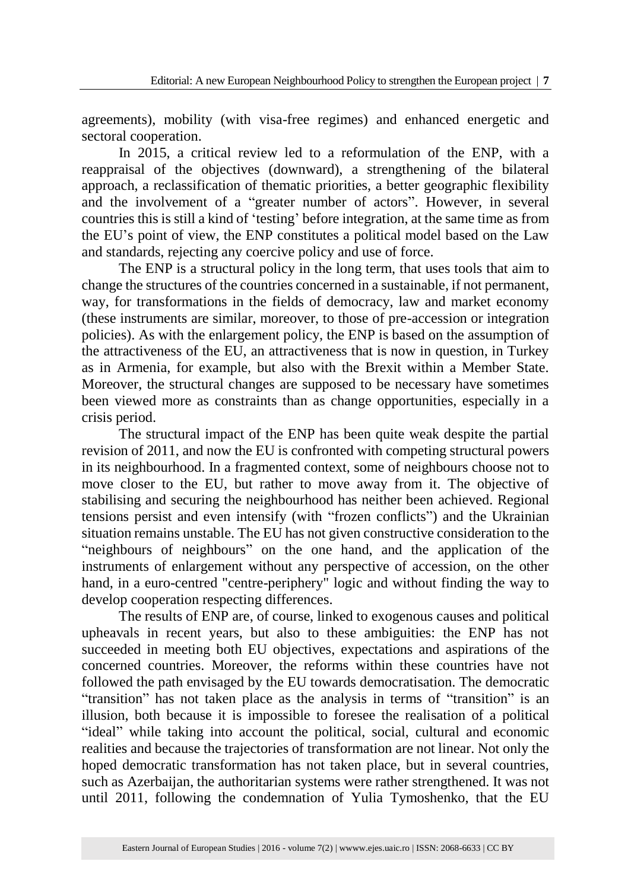agreements), mobility (with visa-free regimes) and enhanced energetic and sectoral cooperation.

In 2015, a critical review led to a reformulation of the ENP, with a reappraisal of the objectives (downward), a strengthening of the bilateral approach, a reclassification of thematic priorities, a better geographic flexibility and the involvement of a "greater number of actors". However, in several countries this is still a kind of 'testing' before integration, at the same time as from the EU's point of view, the ENP constitutes a political model based on the Law and standards, rejecting any coercive policy and use of force.

The ENP is a structural policy in the long term, that uses tools that aim to change the structures of the countries concerned in a sustainable, if not permanent, way, for transformations in the fields of democracy, law and market economy (these instruments are similar, moreover, to those of pre-accession or integration policies). As with the enlargement policy, the ENP is based on the assumption of the attractiveness of the EU, an attractiveness that is now in question, in Turkey as in Armenia, for example, but also with the Brexit within a Member State. Moreover, the structural changes are supposed to be necessary have sometimes been viewed more as constraints than as change opportunities, especially in a crisis period.

The structural impact of the ENP has been quite weak despite the partial revision of 2011, and now the EU is confronted with competing structural powers in its neighbourhood. In a fragmented context, some of neighbours choose not to move closer to the EU, but rather to move away from it. The objective of stabilising and securing the neighbourhood has neither been achieved. Regional tensions persist and even intensify (with "frozen conflicts") and the Ukrainian situation remains unstable. The EU has not given constructive consideration to the "neighbours of neighbours" on the one hand, and the application of the instruments of enlargement without any perspective of accession, on the other hand, in a euro-centred "centre-periphery" logic and without finding the way to develop cooperation respecting differences.

The results of ENP are, of course, linked to exogenous causes and political upheavals in recent years, but also to these ambiguities: the ENP has not succeeded in meeting both EU objectives, expectations and aspirations of the concerned countries. Moreover, the reforms within these countries have not followed the path envisaged by the EU towards democratisation. The democratic "transition" has not taken place as the analysis in terms of "transition" is an illusion, both because it is impossible to foresee the realisation of a political "ideal" while taking into account the political, social, cultural and economic realities and because the trajectories of transformation are not linear. Not only the hoped democratic transformation has not taken place, but in several countries, such as Azerbaijan, the authoritarian systems were rather strengthened. It was not until 2011, following the condemnation of Yulia Tymoshenko, that the EU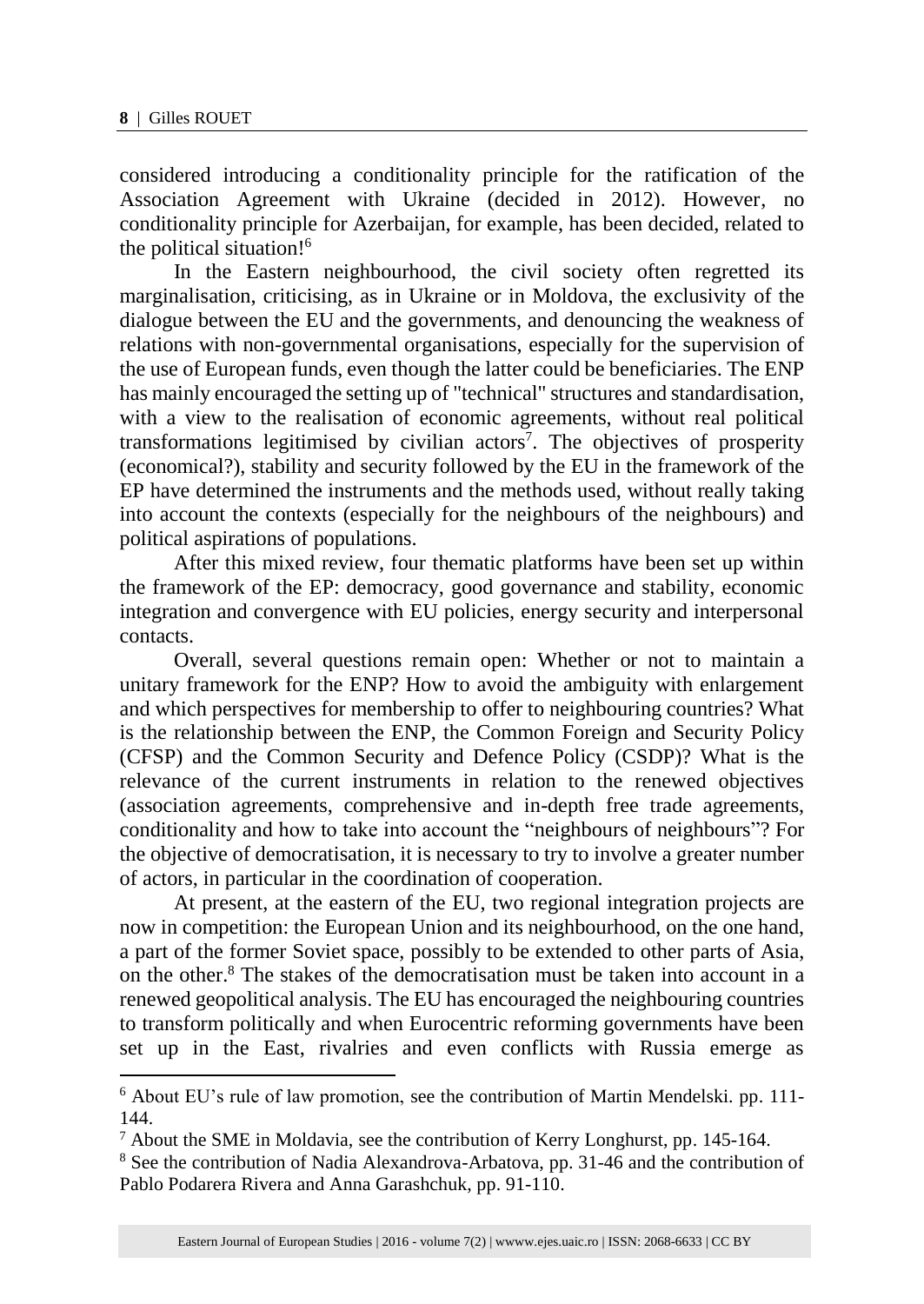considered introducing a conditionality principle for the ratification of the Association Agreement with Ukraine (decided in 2012). However, no conditionality principle for Azerbaijan, for example, has been decided, related to the political situation![6]

In the Eastern neighbourhood, the civil society often regretted its marginalisation, criticising, as in Ukraine or in Moldova, the exclusivity of the dialogue between the EU and the governments, and denouncing the weakness of relations with non-governmental organisations, especially for the supervision of the use of European funds, even though the latter could be beneficiaries. The ENP has mainly encouraged the setting up of "technical" structures and standardisation, with a view to the realisation of economic agreements, without real political transformations legitimised by civilian actors[7]. The objectives of prosperity (economical?), stability and security followed by the EU in the framework of the EP have determined the instruments and the methods used, without really taking into account the contexts (especially for the neighbours of the neighbours) and political aspirations of populations.

After this mixed review, four thematic platforms have been set up within the framework of the EP: democracy, good governance and stability, economic integration and convergence with EU policies, energy security and interpersonal contacts.

Overall, several questions remain open: Whether or not to maintain a unitary framework for the ENP? How to avoid the ambiguity with enlargement and which perspectives for membership to offer to neighbouring countries? What is the relationship between the ENP, the Common Foreign and Security Policy (CFSP) and the Common Security and Defence Policy (CSDP)? What is the relevance of the current instruments in relation to the renewed objectives (association agreements, comprehensive and in-depth free trade agreements, conditionality and how to take into account the "neighbours of neighbours"? For the objective of democratisation, it is necessary to try to involve a greater number of actors, in particular in the coordination of cooperation.

At present, at the eastern of the EU, two regional integration projects are now in competition: the European Union and its neighbourhood, on the one hand, a part of the former Soviet space, possibly to be extended to other parts of Asia, on the other.[8] The stakes of the democratisation must be taken into account in a renewed geopolitical analysis. The EU has encouraged the neighbouring countries to transform politically and when Eurocentric reforming governments have been set up in the East, rivalries and even conflicts with Russia emerge as

---

[6] About EU's rule of law promotion, see the contribution of Martin Mendelski. pp. 111-144.

[7] About the SME in Moldavia, see the contribution of Kerry Longhurst, pp. 145-164.

[8] See the contribution of Nadia Alexandrova-Arbatova, pp. 31-46 and the contribution of Pablo Podarera Rivera and Anna Garashchuk, pp. 91-110.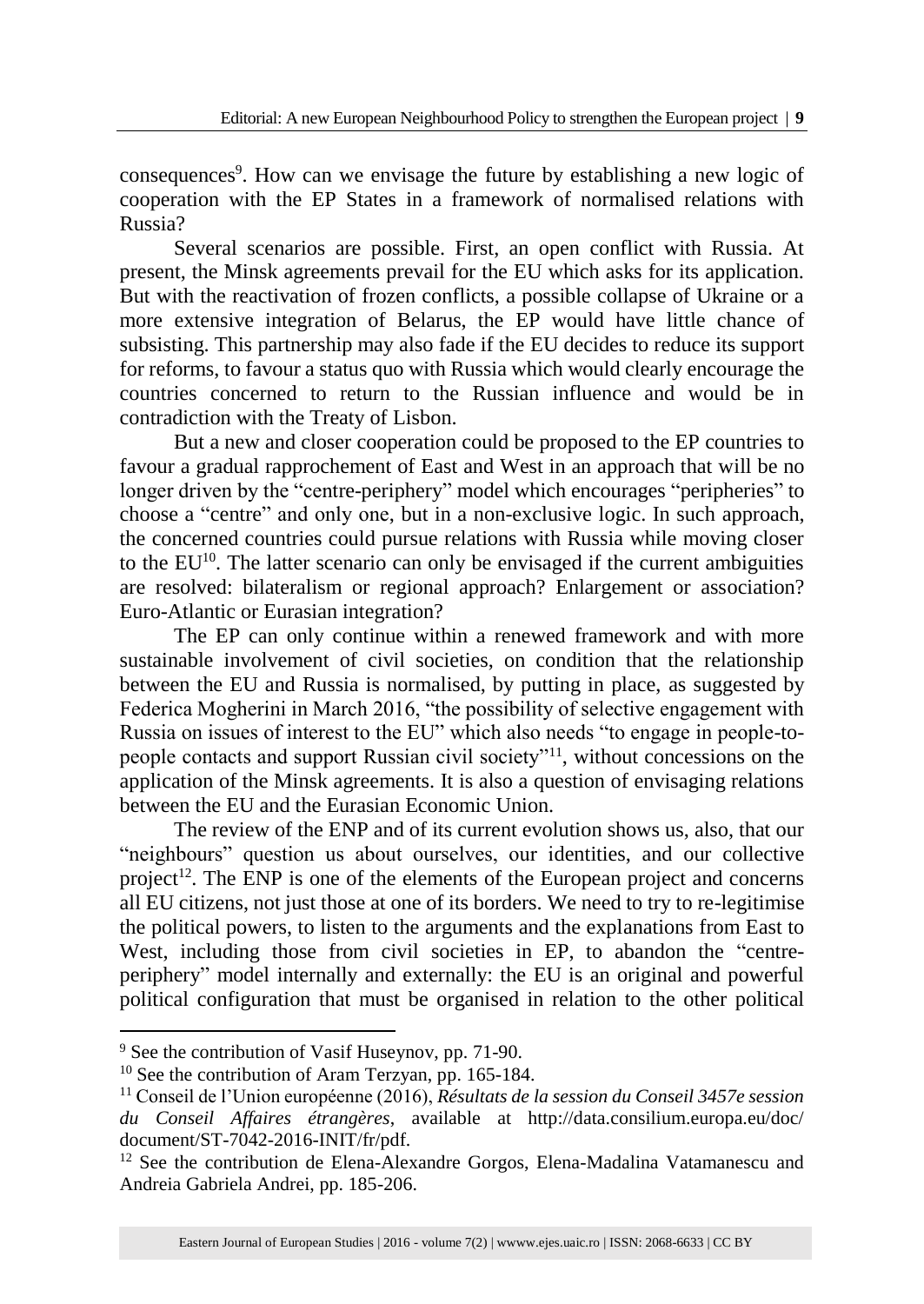consequences[9]. How can we envisage the future by establishing a new logic of cooperation with the EP States in a framework of normalised relations with Russia?

Several scenarios are possible. First, an open conflict with Russia. At present, the Minsk agreements prevail for the EU which asks for its application. But with the reactivation of frozen conflicts, a possible collapse of Ukraine or a more extensive integration of Belarus, the EP would have little chance of subsisting. This partnership may also fade if the EU decides to reduce its support for reforms, to favour a status quo with Russia which would clearly encourage the countries concerned to return to the Russian influence and would be in contradiction with the Treaty of Lisbon.

But a new and closer cooperation could be proposed to the EP countries to favour a gradual rapprochement of East and West in an approach that will be no longer driven by the "centre-periphery" model which encourages "peripheries" to choose a "centre" and only one, but in a non-exclusive logic. In such approach, the concerned countries could pursue relations with Russia while moving closer to the EU[10]. The latter scenario can only be envisaged if the current ambiguities are resolved: bilateralism or regional approach? Enlargement or association? Euro-Atlantic or Eurasian integration?

The EP can only continue within a renewed framework and with more sustainable involvement of civil societies, on condition that the relationship between the EU and Russia is normalised, by putting in place, as suggested by Federica Mogherini in March 2016, "the possibility of selective engagement with Russia on issues of interest to the EU" which also needs "to engage in people-to-people contacts and support Russian civil society"[11], without concessions on the application of the Minsk agreements. It is also a question of envisaging relations between the EU and the Eurasian Economic Union.

The review of the ENP and of its current evolution shows us, also, that our "neighbours" question us about ourselves, our identities, and our collective project[12]. The ENP is one of the elements of the European project and concerns all EU citizens, not just those at one of its borders. We need to try to re-legitimise the political powers, to listen to the arguments and the explanations from East to West, including those from civil societies in EP, to abandon the "centre-periphery" model internally and externally: the EU is an original and powerful political configuration that must be organised in relation to the other political

---

[9] See the contribution of Vasif Huseynov, pp. 71-90.

[10] See the contribution of Aram Terzyan, pp. 165-184.

[11] Conseil de l'Union européenne (2016), *Résultats de la session du Conseil 3457e session du Conseil Affaires étrangères*, available at http://data.consilium.europa.eu/doc/document/ST-7042-2016-INIT/fr/pdf.

[12] See the contribution de Elena-Alexandre Gorgos, Elena-Madalina Vatamanescu and Andreia Gabriela Andrei, pp. 185-206.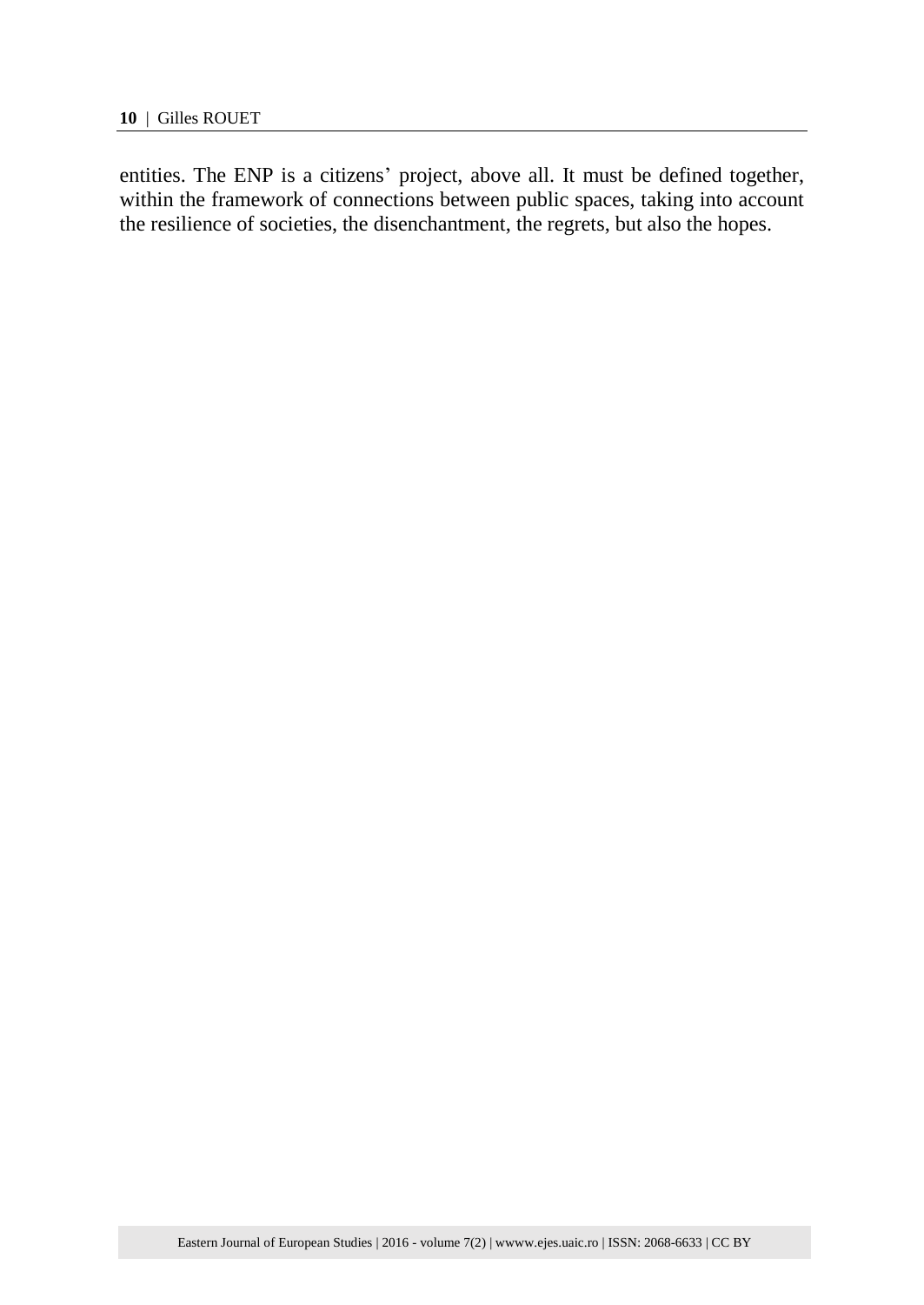entities. The ENP is a citizens' project, above all. It must be defined together, within the framework of connections between public spaces, taking into account the resilience of societies, the disenchantment, the regrets, but also the hopes.